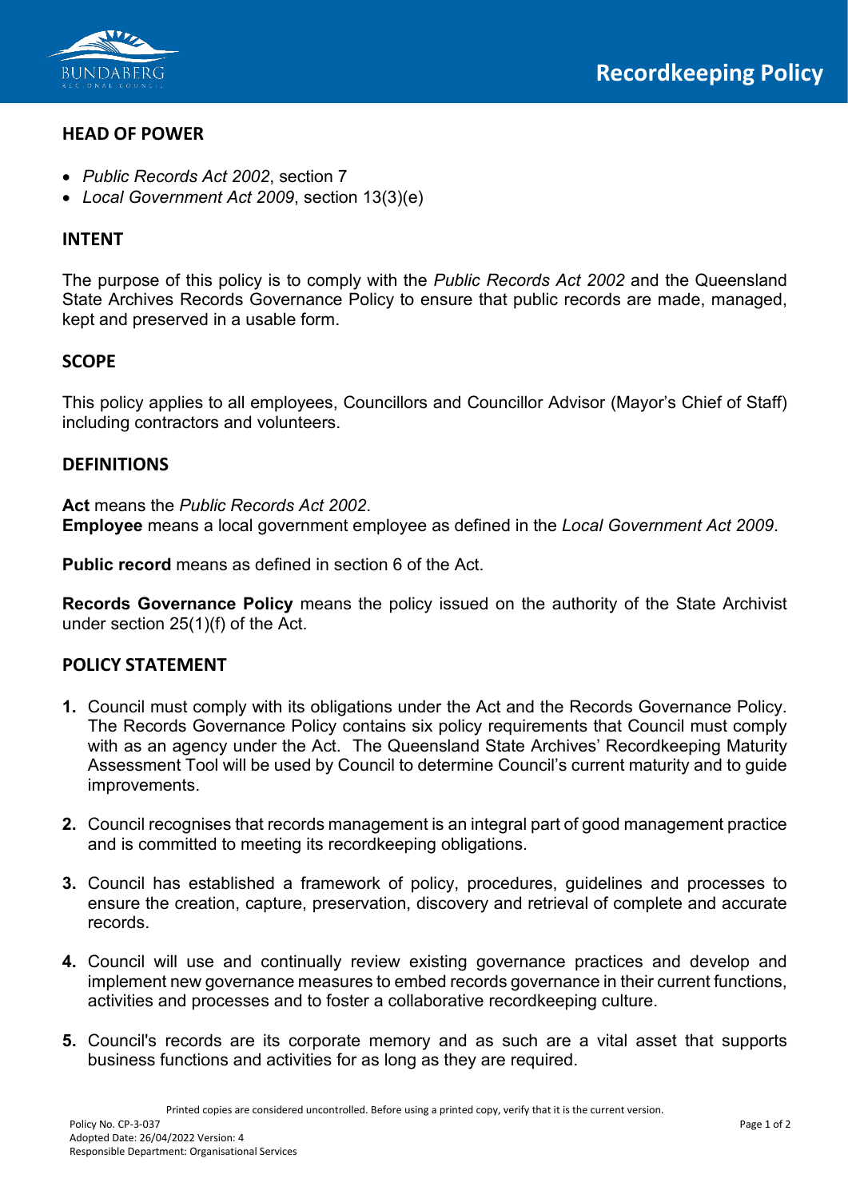# Recordkeeping Policy

## HEAD OF POWER

- *Public Records Act 2002*, section 7
- *Local Government Act 2009*, section 13(3)(e)

## INTENT

The purpose of this policy is to comply with the *Public Records Act 2002* and the Queensland State Archives Records Governance Policy to ensure that public records are made, managed, kept and preserved in a usable form.

## SCOPE

This policy applies to all employees, Councillors and Councillor Advisor (Mayor's Chief of Staff) including contractors and volunteers.

## DEFINITIONS

**Act** means the *Public Records Act 2002*.
**Employee** means a local government employee as defined in the *Local Government Act 2009*.

**Public record** means as defined in section 6 of the Act.

**Records Governance Policy** means the policy issued on the authority of the State Archivist under section 25(1)(f) of the Act.

## POLICY STATEMENT

1. Council must comply with its obligations under the Act and the Records Governance Policy. The Records Governance Policy contains six policy requirements that Council must comply with as an agency under the Act. The Queensland State Archives' Recordkeeping Maturity Assessment Tool will be used by Council to determine Council's current maturity and to guide improvements.

2. Council recognises that records management is an integral part of good management practice and is committed to meeting its recordkeeping obligations.

3. Council has established a framework of policy, procedures, guidelines and processes to ensure the creation, capture, preservation, discovery and retrieval of complete and accurate records.

4. Council will use and continually review existing governance practices and develop and implement new governance measures to embed records governance in their current functions, activities and processes and to foster a collaborative recordkeeping culture.

5. Council's records are its corporate memory and as such are a vital asset that supports business functions and activities for as long as they are required.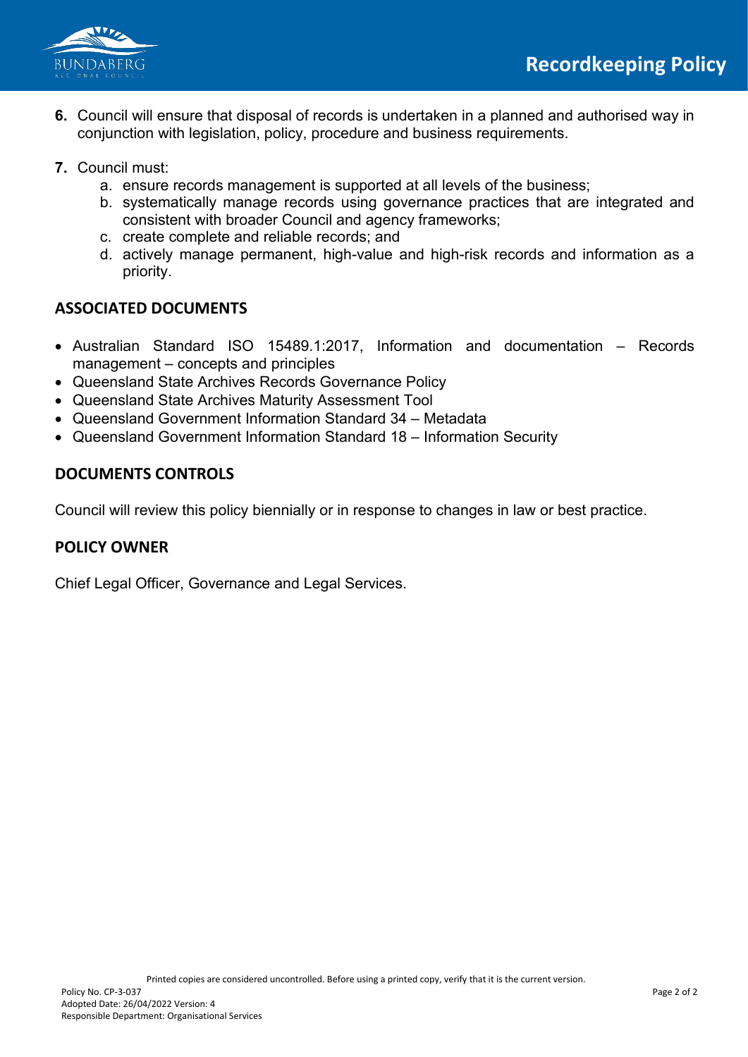**6.** Council will ensure that disposal of records is undertaken in a planned and authorised way in conjunction with legislation, policy, procedure and business requirements.

**7.** Council must:

   a. ensure records management is supported at all levels of the business;
   b. systematically manage records using governance practices that are integrated and consistent with broader Council and agency frameworks;
   c. create complete and reliable records; and
   d. actively manage permanent, high-value and high-risk records and information as a priority.

## ASSOCIATED DOCUMENTS

- Australian Standard ISO 15489.1:2017, Information and documentation – Records management – concepts and principles
- Queensland State Archives Records Governance Policy
- Queensland State Archives Maturity Assessment Tool
- Queensland Government Information Standard 34 – Metadata
- Queensland Government Information Standard 18 – Information Security

## DOCUMENTS CONTROLS

Council will review this policy biennially or in response to changes in law or best practice.

## POLICY OWNER

Chief Legal Officer, Governance and Legal Services.

Printed copies are considered uncontrolled. Before using a printed copy, verify that it is the current version.

Policy No. CP-3-037
Adopted Date: 26/04/2022 Version: 4
Responsible Department: Organisational Services